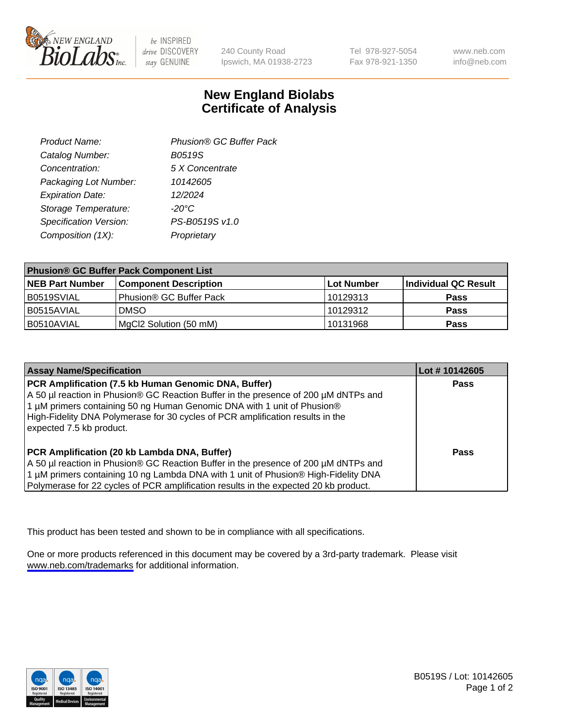# New England Biolabs Certificate of Analysis

| | |
|---|---|
| *Product Name:* | *Phusion® GC Buffer Pack* |
| *Catalog Number:* | *B0519S* |
| *Concentration:* | *5 X Concentrate* |
| *Packaging Lot Number:* | *10142605* |
| *Expiration Date:* | *12/2024* |
| *Storage Temperature:* | *-20°C* |
| *Specification Version:* | *PS-B0519S v1.0* |
| *Composition (1X):* | *Proprietary* |

**Phusion® GC Buffer Pack Component List**

| NEB Part Number | Component Description | Lot Number | Individual QC Result |
|---|---|---|---|
| B0519SVIAL | Phusion® GC Buffer Pack | 10129313 | **Pass** |
| B0515AVIAL | DMSO | 10129312 | **Pass** |
| B0510AVIAL | MgCl2 Solution (50 mM) | 10131968 | **Pass** |

| Assay Name/Specification | Lot # 10142605 |
|---|---|
| **PCR Amplification (7.5 kb Human Genomic DNA, Buffer)** A 50 µl reaction in Phusion® GC Reaction Buffer in the presence of 200 µM dNTPs and 1 µM primers containing 50 ng Human Genomic DNA with 1 unit of Phusion® High-Fidelity DNA Polymerase for 30 cycles of PCR amplification results in the expected 7.5 kb product. | **Pass** |
| **PCR Amplification (20 kb Lambda DNA, Buffer)** A 50 µl reaction in Phusion® GC Reaction Buffer in the presence of 200 µM dNTPs and 1 µM primers containing 10 ng Lambda DNA with 1 unit of Phusion® High-Fidelity DNA Polymerase for 22 cycles of PCR amplification results in the expected 20 kb product. | **Pass** |

This product has been tested and shown to be in compliance with all specifications.

One or more products referenced in this document may be covered by a 3rd-party trademark. Please visit www.neb.com/trademarks for additional information.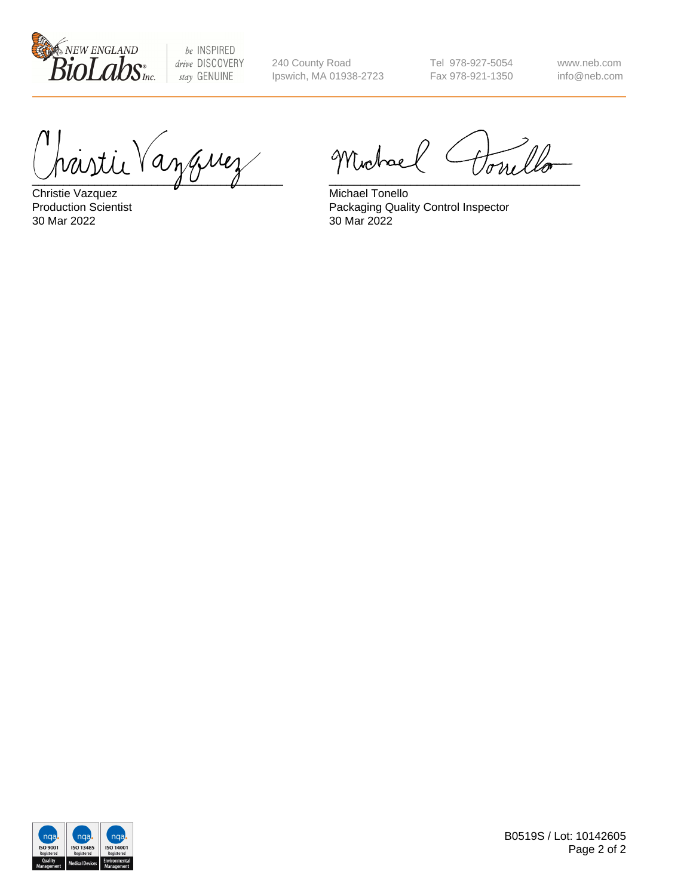Christie Vazquez
Production Scientist
30 Mar 2022

Michael Tonello
Packaging Quality Control Inspector
30 Mar 2022

B0519S / Lot: 10142605